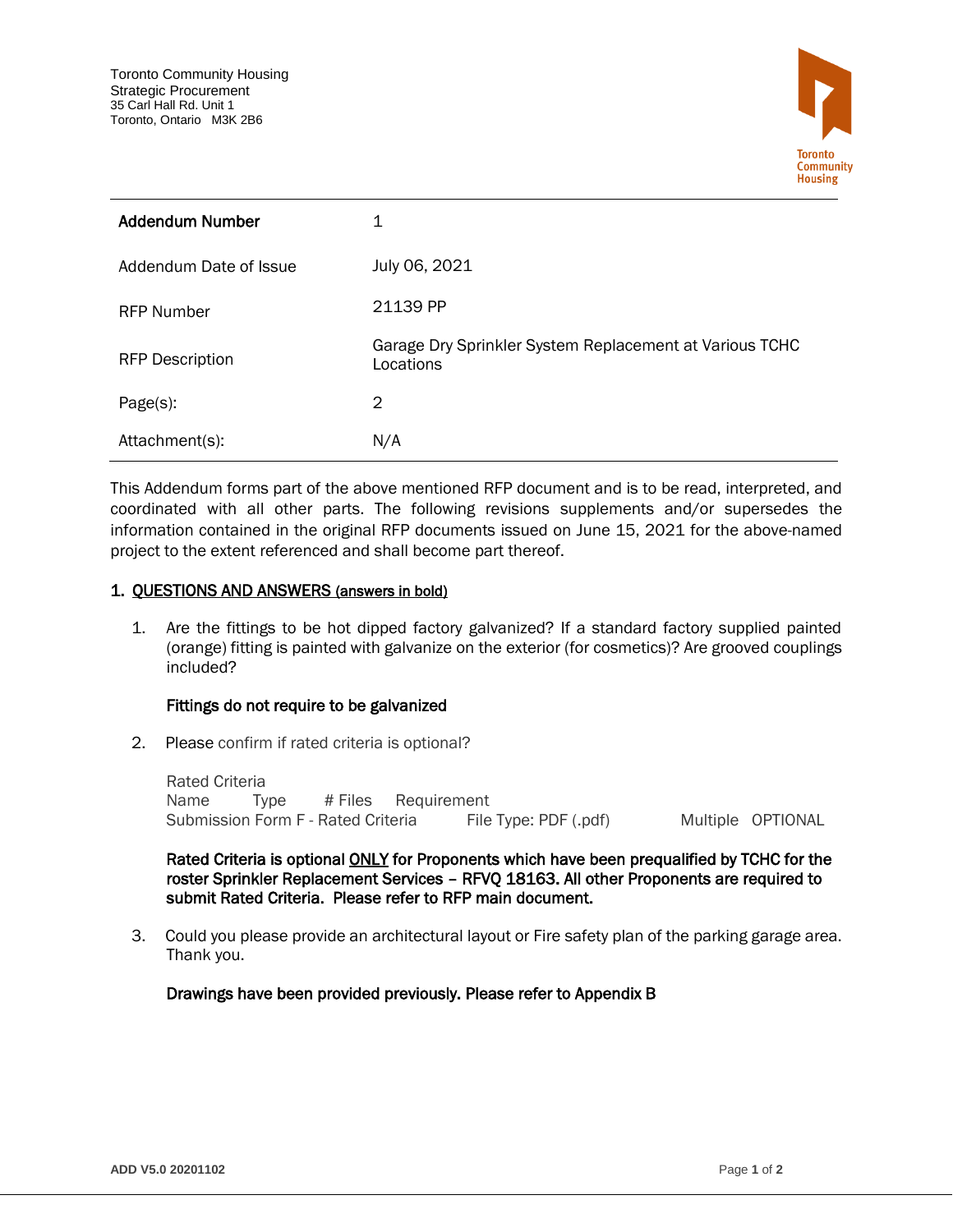Toronto Community Housing
Strategic Procurement
35 Carl Hall Rd. Unit 1
Toronto, Ontario M3K 2B6

Toronto Community Housing

| **Addendum Number** | 1 |
|---|---|
| Addendum Date of Issue | July 06, 2021 |
| RFP Number | 21139 PP |
| RFP Description | Garage Dry Sprinkler System Replacement at Various TCHC Locations |
| Page(s): | 2 |
| Attachment(s): | N/A |

This Addendum forms part of the above mentioned RFP document and is to be read, interpreted, and coordinated with all other parts. The following revisions supplements and/or supersedes the information contained in the original RFP documents issued on June 15, 2021 for the above-named project to the extent referenced and shall become part thereof.

## 1. QUESTIONS AND ANSWERS (answers in bold)

1. Are the fittings to be hot dipped factory galvanized? If a standard factory supplied painted (orange) fitting is painted with galvanize on the exterior (for cosmetics)? Are grooved couplings included?

   **Fittings do not require to be galvanized**

2. Please confirm if rated criteria is optional?

   Rated Criteria
   Name Type # Files Requirement
   Submission Form F - Rated Criteria File Type: PDF (.pdf) Multiple OPTIONAL

   **Rated Criteria is optional ONLY for Proponents which have been prequalified by TCHC for the roster Sprinkler Replacement Services – RFVQ 18163. All other Proponents are required to submit Rated Criteria. Please refer to RFP main document.**

3. Could you please provide an architectural layout or Fire safety plan of the parking garage area. Thank you.

   **Drawings have been provided previously. Please refer to Appendix B**

ADD V5.0 20201102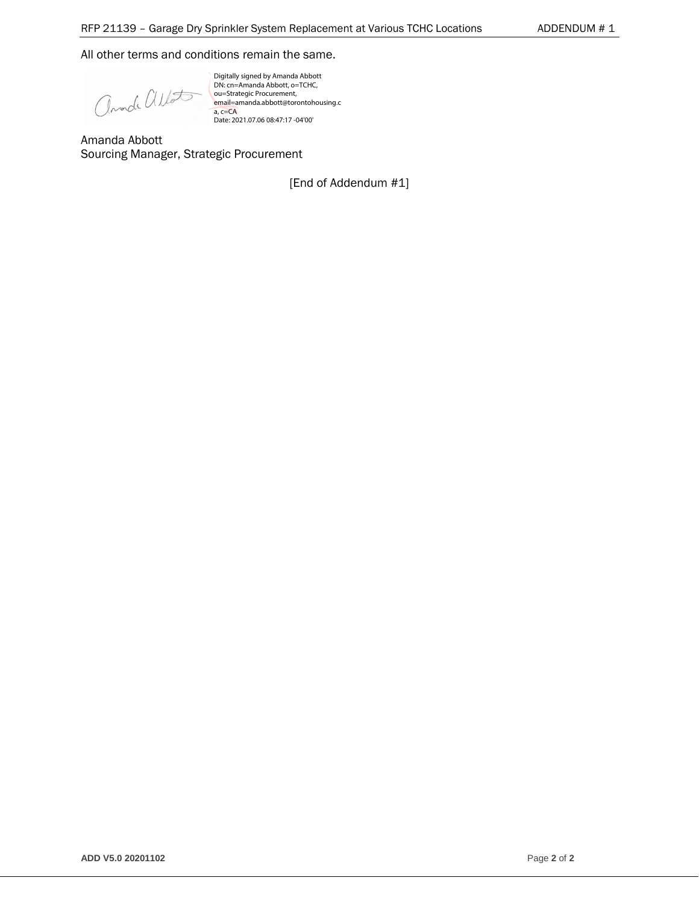All other terms and conditions remain the same.

Digitally signed by Amanda Abbott
DN: cn=Amanda Abbott, o=TCHC, ou=Strategic Procurement, email=amanda.abbott@torontohousing.ca, c=CA
Date: 2021.07.06 08:47:17 -04'00'

Amanda Abbott
Sourcing Manager, Strategic Procurement

[End of Addendum #1]